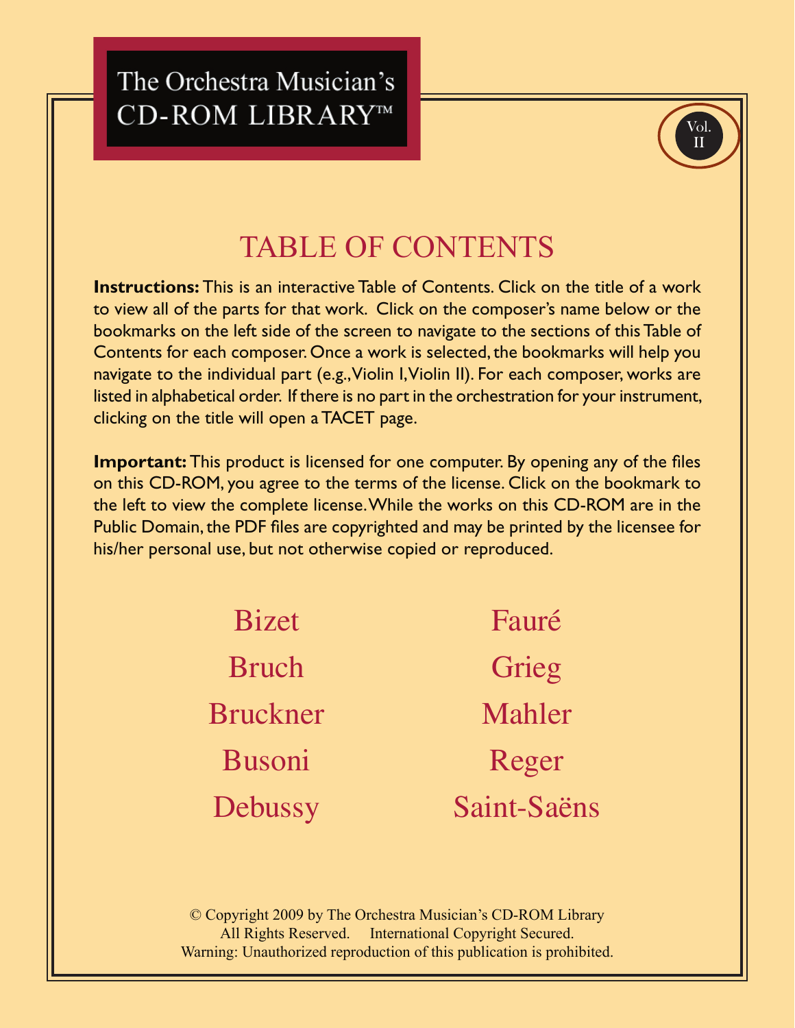# The Orchestra Musician's CD-ROM LIBRARY™

Vol. II

## TABLE OF CONTENTS

**Instructions:** This is an interactive Table of Contents. Click on the title of a work to view all of the parts for that work. Click on the composer's name below or the bookmarks on the left side of the screen to navigate to the sections of this Table of Contents for each composer. Once a work is selected, the bookmarks will help you navigate to the individual part (e.g., Violin I, Violin II). For each composer, works are listed in alphabetical order. If there is no part in the orchestration for your instrument, clicking on the title will open a TACET page.

**Important:** This product is licensed for one computer. By opening any of the files on this CD-ROM, you agree to the terms of the license. Click on the bookmark to the left to view the complete license. While the works on this CD-ROM are in the Public Domain, the PDF files are copyrighted and may be printed by the licensee for his/her personal use, but not otherwise copied or reproduced.

Bizet

Bruch

Bruckner

Busoni

Debussy

Fauré

Grieg

Mahler

Reger

Saint-Saëns

© Copyright 2009 by The Orchestra Musician's CD-ROM Library
All Rights Reserved. International Copyright Secured.
Warning: Unauthorized reproduction of this publication is prohibited.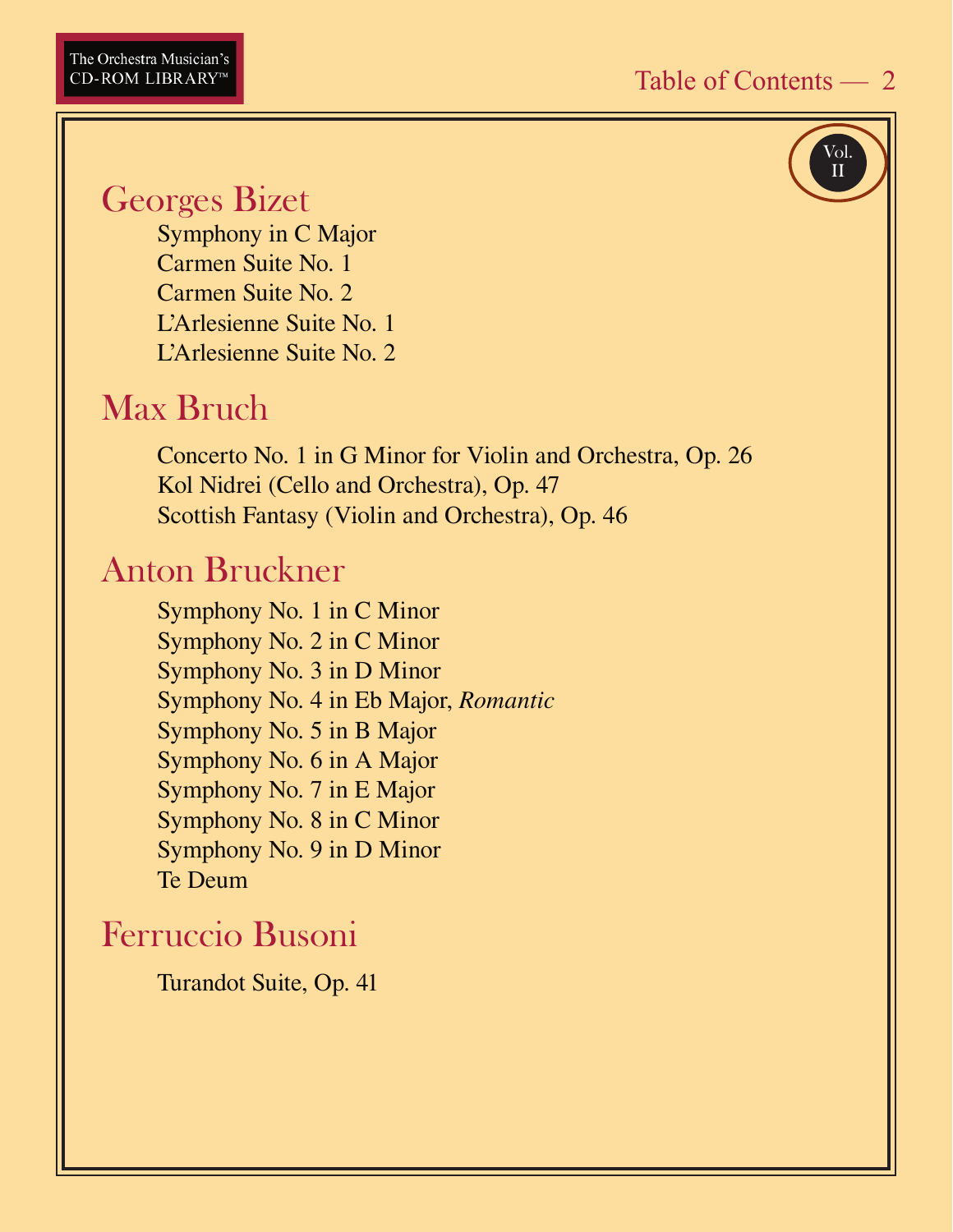Vol. II

## Georges Bizet

Symphony in C Major
Carmen Suite No. 1
Carmen Suite No. 2
L'Arlesienne Suite No. 1
L'Arlesienne Suite No. 2

## Max Bruch

Concerto No. 1 in G Minor for Violin and Orchestra, Op. 26
Kol Nidrei (Cello and Orchestra), Op. 47
Scottish Fantasy (Violin and Orchestra), Op. 46

## Anton Bruckner

Symphony No. 1 in C Minor
Symphony No. 2 in C Minor
Symphony No. 3 in D Minor
Symphony No. 4 in Eb Major, *Romantic*
Symphony No. 5 in B Major
Symphony No. 6 in A Major
Symphony No. 7 in E Major
Symphony No. 8 in C Minor
Symphony No. 9 in D Minor
Te Deum

## Ferruccio Busoni

Turandot Suite, Op. 41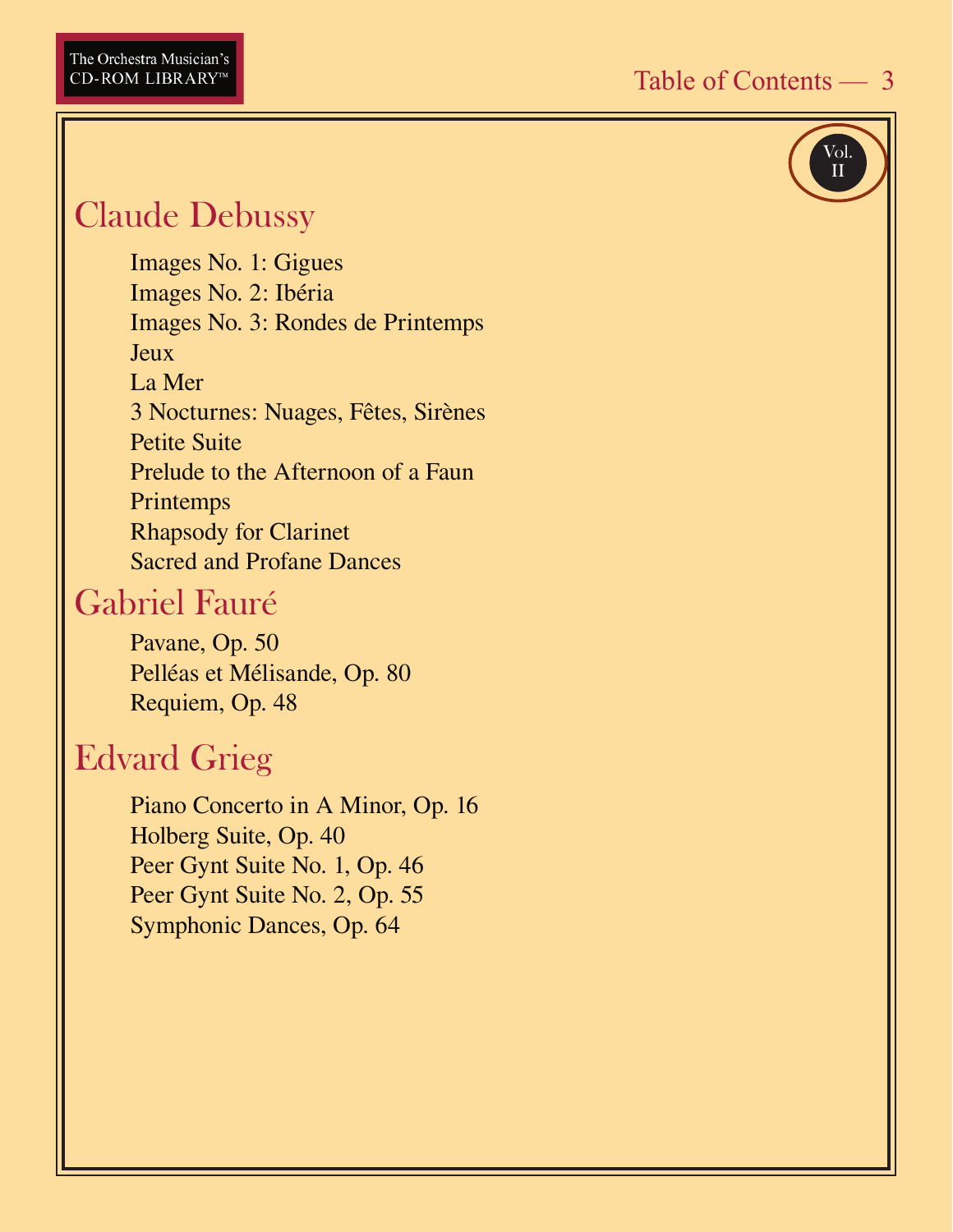Vol. II

## Claude Debussy

- Images No. 1: Gigues
- Images No. 2: Ibéria
- Images No. 3: Rondes de Printemps
- Jeux
- La Mer
- 3 Nocturnes: Nuages, Fêtes, Sirènes
- Petite Suite
- Prelude to the Afternoon of a Faun
- Printemps
- Rhapsody for Clarinet
- Sacred and Profane Dances

## Gabriel Fauré

- Pavane, Op. 50
- Pelléas et Mélisande, Op. 80
- Requiem, Op. 48

## Edvard Grieg

- Piano Concerto in A Minor, Op. 16
- Holberg Suite, Op. 40
- Peer Gynt Suite No. 1, Op. 46
- Peer Gynt Suite No. 2, Op. 55
- Symphonic Dances, Op. 64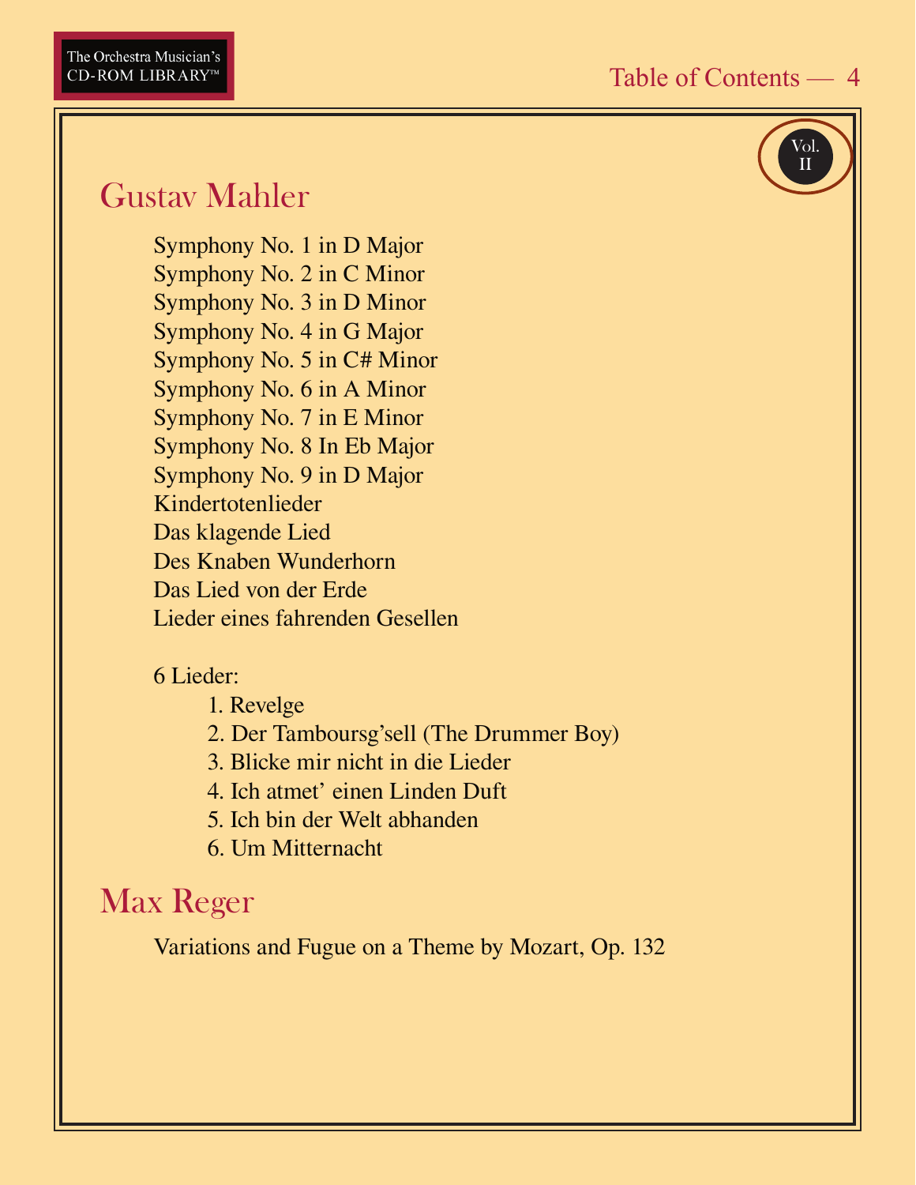Vol. II

## Gustav Mahler

Symphony No. 1 in D Major
Symphony No. 2 in C Minor
Symphony No. 3 in D Minor
Symphony No. 4 in G Major
Symphony No. 5 in C# Minor
Symphony No. 6 in A Minor
Symphony No. 7 in E Minor
Symphony No. 8 In Eb Major
Symphony No. 9 in D Major
Kindertotenlieder
Das klagende Lied
Des Knaben Wunderhorn
Das Lied von der Erde
Lieder eines fahrenden Gesellen

6 Lieder:

1. Revelge
2. Der Tamboursg'sell (The Drummer Boy)
3. Blicke mir nicht in die Lieder
4. Ich atmet' einen Linden Duft
5. Ich bin der Welt abhanden
6. Um Mitternacht

## Max Reger

Variations and Fugue on a Theme by Mozart, Op. 132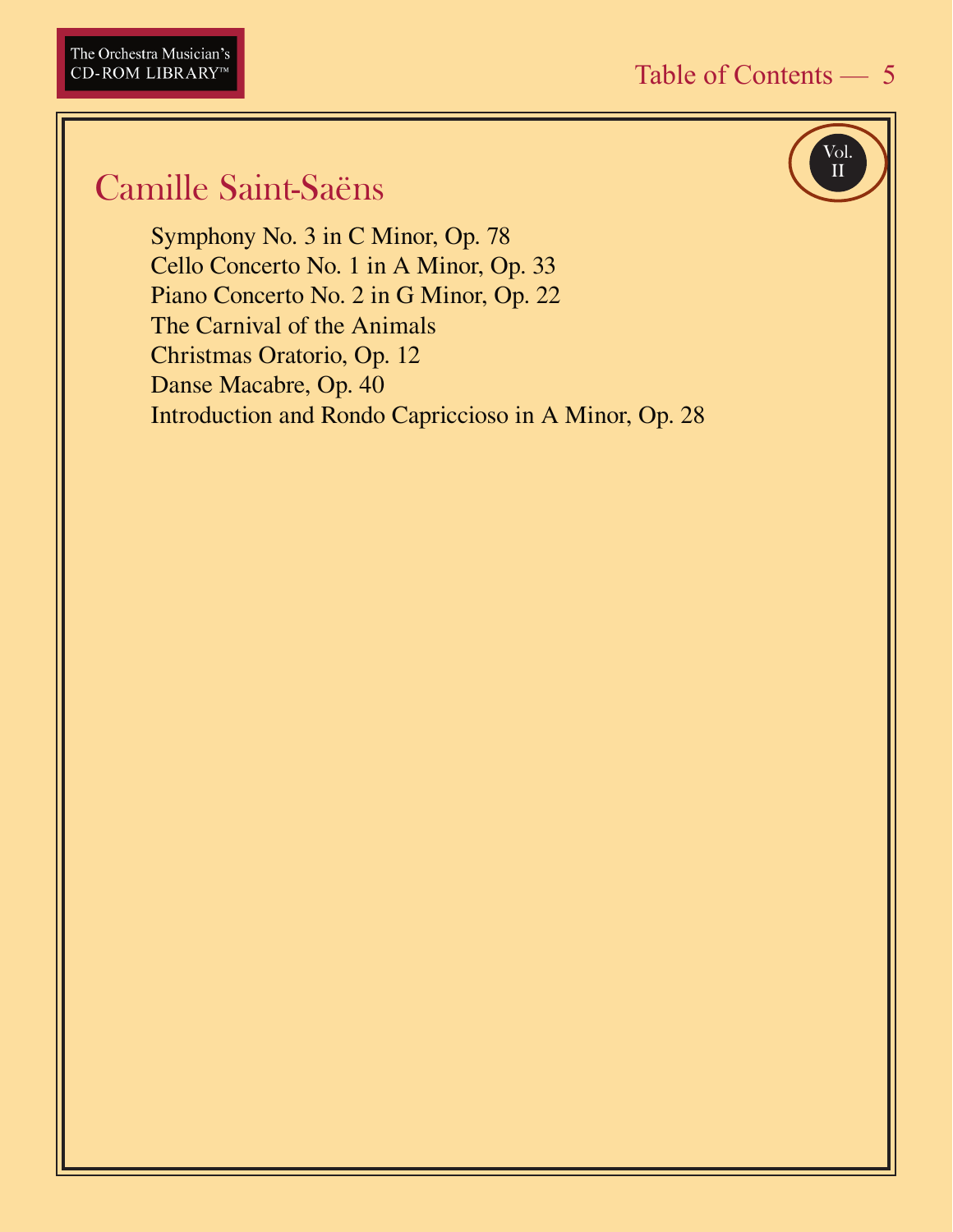Vol. II

# Camille Saint-Saëns

- Symphony No. 3 in C Minor, Op. 78
- Cello Concerto No. 1 in A Minor, Op. 33
- Piano Concerto No. 2 in G Minor, Op. 22
- The Carnival of the Animals
- Christmas Oratorio, Op. 12
- Danse Macabre, Op. 40
- Introduction and Rondo Capriccioso in A Minor, Op. 28